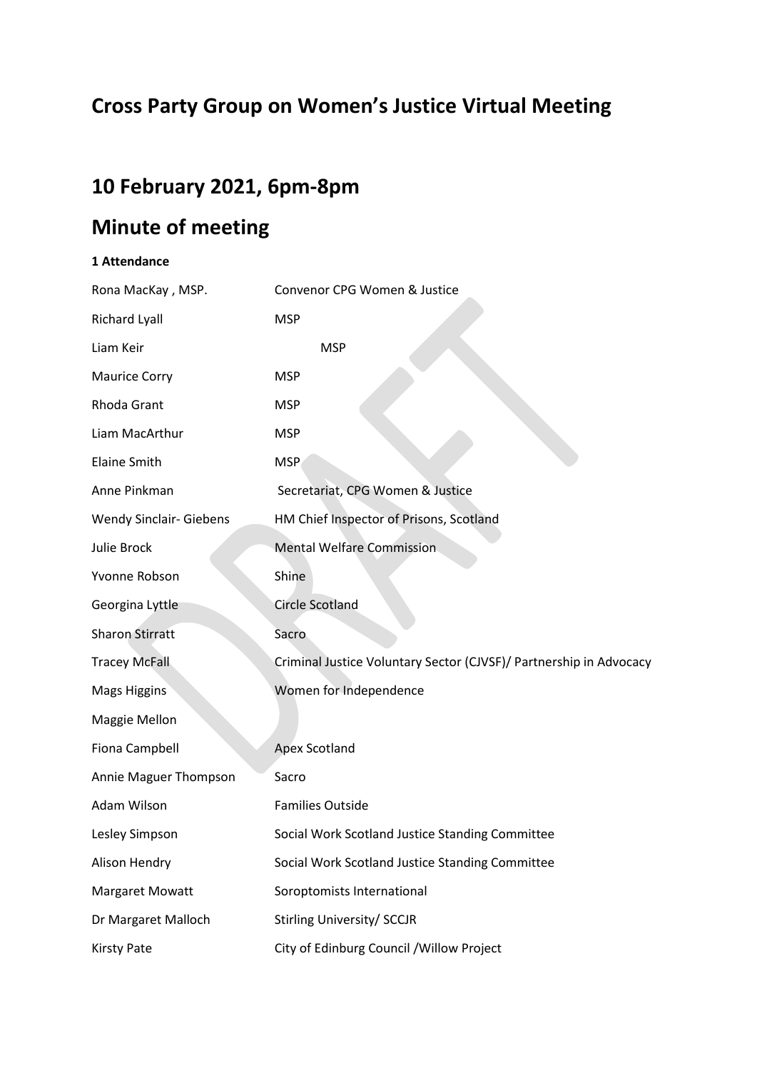# Cross Party Group on Women's Justice Virtual Meeting

## 10 February 2021, 6pm-8pm

## Minute of meeting

**1 Attendance**

| | |
|---|---|
| Rona MacKay , MSP. | Convenor CPG Women & Justice |
| Richard Lyall | MSP |
| Liam Keir | MSP |
| Maurice Corry | MSP |
| Rhoda Grant | MSP |
| Liam MacArthur | MSP |
| Elaine Smith | MSP |
| Anne Pinkman | Secretariat, CPG Women & Justice |
| Wendy Sinclair- Giebens | HM Chief Inspector of Prisons, Scotland |
| Julie Brock | Mental Welfare Commission |
| Yvonne Robson | Shine |
| Georgina Lyttle | Circle Scotland |
| Sharon Stirratt | Sacro |
| Tracey McFall | Criminal Justice Voluntary Sector (CJVSF)/ Partnership in Advocacy |
| Mags Higgins | Women for Independence |
| Maggie Mellon | |
| Fiona Campbell | Apex Scotland |
| Annie Maguer Thompson | Sacro |
| Adam Wilson | Families Outside |
| Lesley Simpson | Social Work Scotland Justice Standing Committee |
| Alison Hendry | Social Work Scotland Justice Standing Committee |
| Margaret Mowatt | Soroptomists International |
| Dr Margaret Malloch | Stirling University/ SCCJR |
| Kirsty Pate | City of Edinburg Council /Willow Project |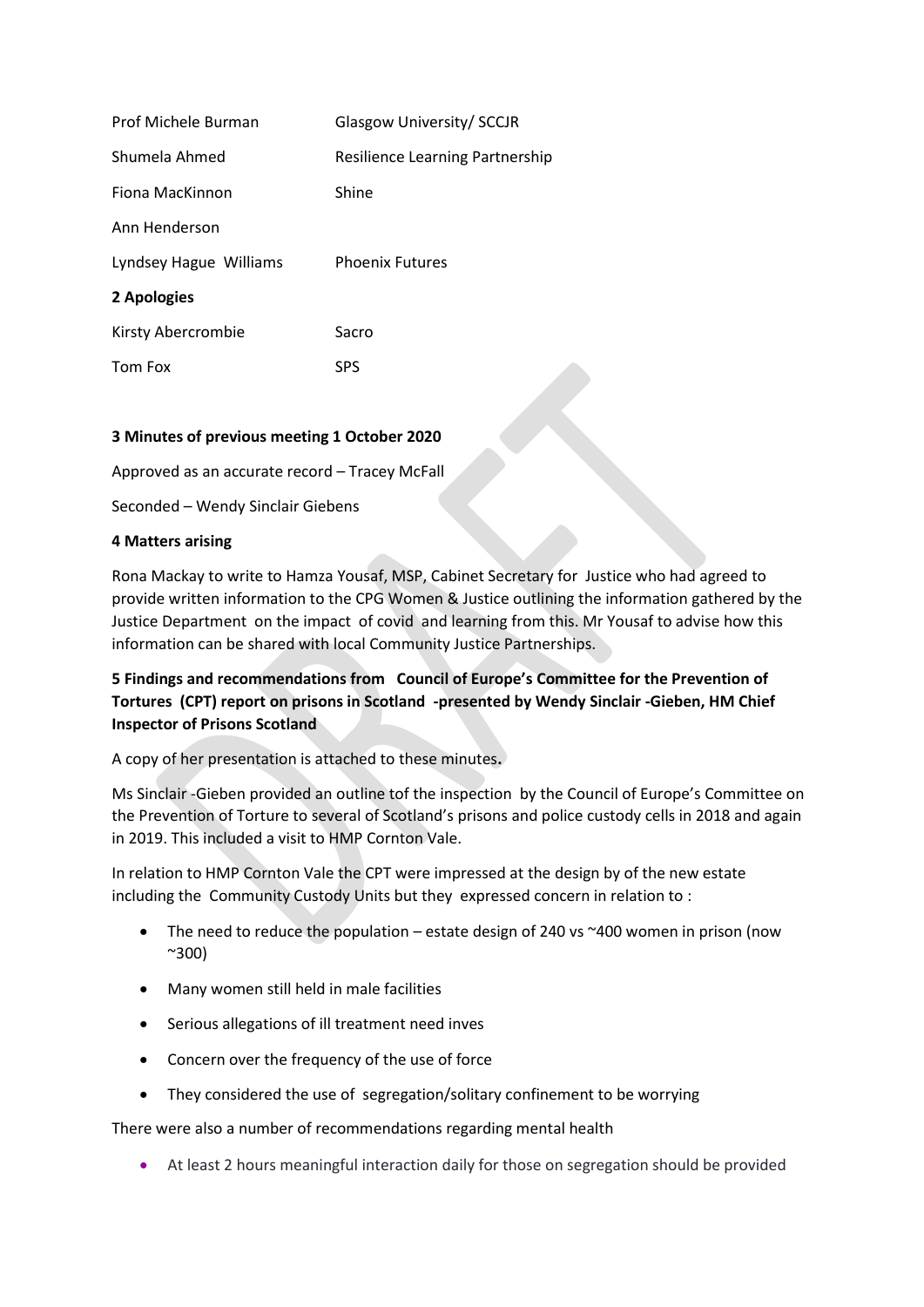| | |
|---|---|
| Prof Michele Burman | Glasgow University/ SCCJR |
| Shumela Ahmed | Resilience Learning Partnership |
| Fiona MacKinnon | Shine |
| Ann Henderson | |
| Lyndsey Hague Williams | Phoenix Futures |

**2 Apologies**

| | |
|---|---|
| Kirsty Abercrombie | Sacro |
| Tom Fox | SPS |

**3 Minutes of previous meeting 1 October 2020**

Approved as an accurate record – Tracey McFall

Seconded – Wendy Sinclair Giebens

**4 Matters arising**

Rona Mackay to write to Hamza Yousaf, MSP, Cabinet Secretary for Justice who had agreed to provide written information to the CPG Women & Justice outlining the information gathered by the Justice Department on the impact of covid and learning from this. Mr Yousaf to advise how this information can be shared with local Community Justice Partnerships.

**5 Findings and recommendations from Council of Europe's Committee for the Prevention of Tortures (CPT) report on prisons in Scotland -presented by Wendy Sinclair -Gieben, HM Chief Inspector of Prisons Scotland**

A copy of her presentation is attached to these minutes**.**

Ms Sinclair -Gieben provided an outline tof the inspection by the Council of Europe's Committee on the Prevention of Torture to several of Scotland's prisons and police custody cells in 2018 and again in 2019. This included a visit to HMP Cornton Vale.

In relation to HMP Cornton Vale the CPT were impressed at the design by of the new estate including the Community Custody Units but they expressed concern in relation to :

- The need to reduce the population – estate design of 240 vs ~400 women in prison (now ~300)
- Many women still held in male facilities
- Serious allegations of ill treatment need inves
- Concern over the frequency of the use of force
- They considered the use of segregation/solitary confinement to be worrying

There were also a number of recommendations regarding mental health

- At least 2 hours meaningful interaction daily for those on segregation should be provided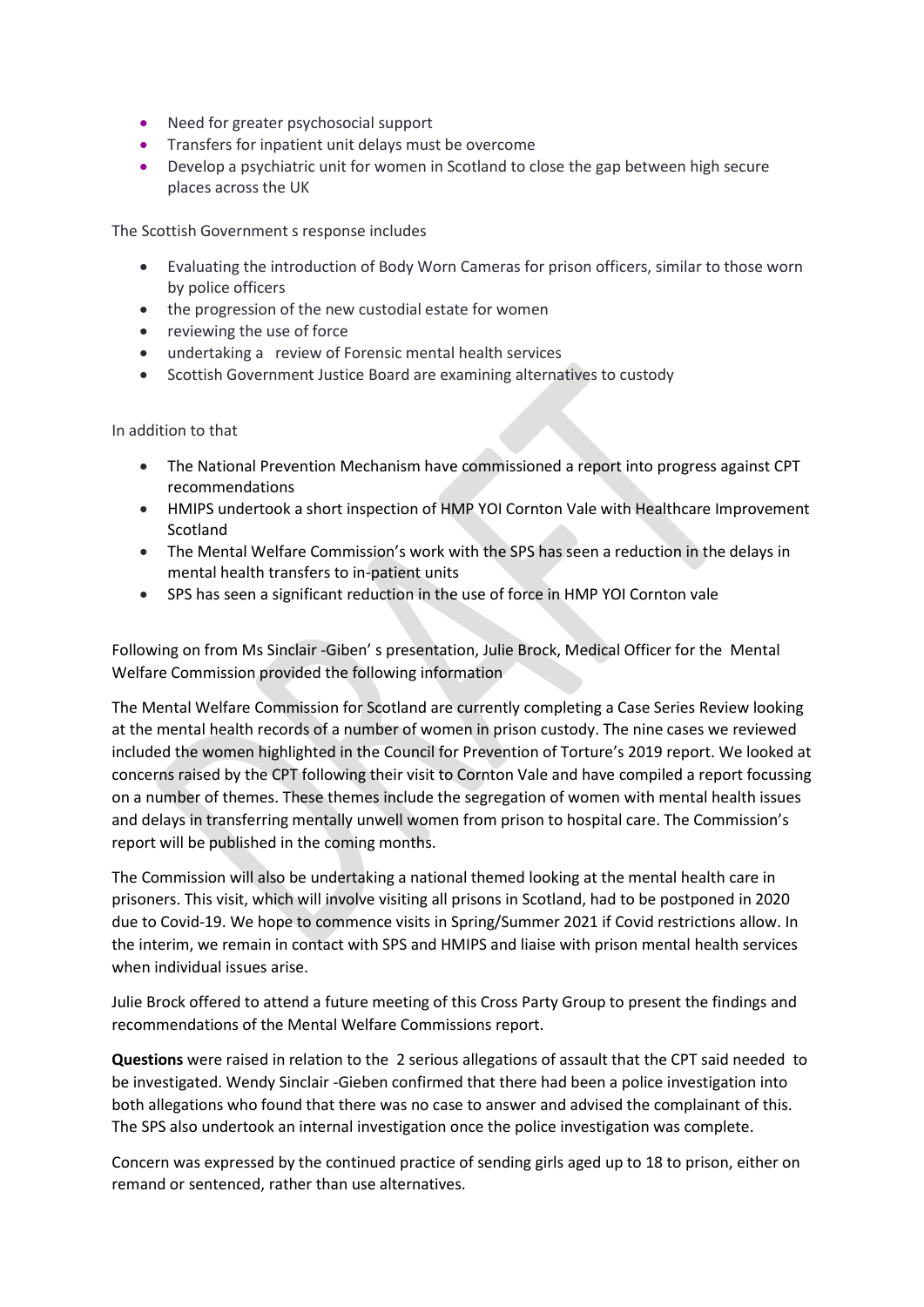- Need for greater psychosocial support
- Transfers for inpatient unit delays must be overcome
- Develop a psychiatric unit for women in Scotland to close the gap between high secure places across the UK

The Scottish Government s response includes

- Evaluating the introduction of Body Worn Cameras for prison officers, similar to those worn by police officers
- the progression of the new custodial estate for women
- reviewing the use of force
- undertaking a review of Forensic mental health services
- Scottish Government Justice Board are examining alternatives to custody

In addition to that

- The National Prevention Mechanism have commissioned a report into progress against CPT recommendations
- HMIPS undertook a short inspection of HMP YOI Cornton Vale with Healthcare Improvement Scotland
- The Mental Welfare Commission's work with the SPS has seen a reduction in the delays in mental health transfers to in-patient units
- SPS has seen a significant reduction in the use of force in HMP YOI Cornton vale

Following on from Ms Sinclair -Giben' s presentation, Julie Brock, Medical Officer for the Mental Welfare Commission provided the following information

The Mental Welfare Commission for Scotland are currently completing a Case Series Review looking at the mental health records of a number of women in prison custody. The nine cases we reviewed included the women highlighted in the Council for Prevention of Torture's 2019 report. We looked at concerns raised by the CPT following their visit to Cornton Vale and have compiled a report focussing on a number of themes. These themes include the segregation of women with mental health issues and delays in transferring mentally unwell women from prison to hospital care. The Commission's report will be published in the coming months.

The Commission will also be undertaking a national themed looking at the mental health care in prisoners. This visit, which will involve visiting all prisons in Scotland, had to be postponed in 2020 due to Covid-19. We hope to commence visits in Spring/Summer 2021 if Covid restrictions allow. In the interim, we remain in contact with SPS and HMIPS and liaise with prison mental health services when individual issues arise.

Julie Brock offered to attend a future meeting of this Cross Party Group to present the findings and recommendations of the Mental Welfare Commissions report.

**Questions** were raised in relation to the 2 serious allegations of assault that the CPT said needed to be investigated. Wendy Sinclair -Gieben confirmed that there had been a police investigation into both allegations who found that there was no case to answer and advised the complainant of this. The SPS also undertook an internal investigation once the police investigation was complete.

Concern was expressed by the continued practice of sending girls aged up to 18 to prison, either on remand or sentenced, rather than use alternatives.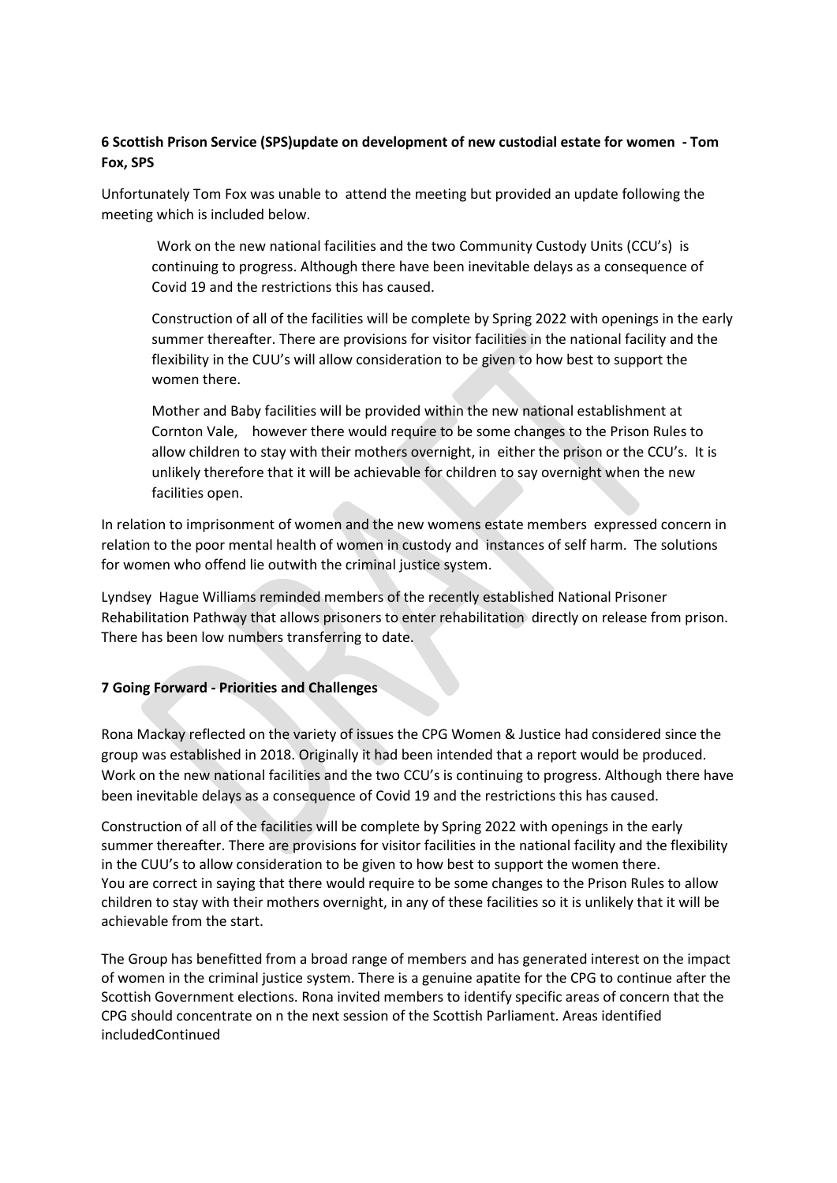**6 Scottish Prison Service (SPS)update on development of new custodial estate for women - Tom Fox, SPS**

Unfortunately Tom Fox was unable to attend the meeting but provided an update following the meeting which is included below.

> Work on the new national facilities and the two Community Custody Units (CCU's) is continuing to progress. Although there have been inevitable delays as a consequence of Covid 19 and the restrictions this has caused.
>
> Construction of all of the facilities will be complete by Spring 2022 with openings in the early summer thereafter. There are provisions for visitor facilities in the national facility and the flexibility in the CUU's will allow consideration to be given to how best to support the women there.
>
> Mother and Baby facilities will be provided within the new national establishment at Cornton Vale, however there would require to be some changes to the Prison Rules to allow children to stay with their mothers overnight, in either the prison or the CCU's. It is unlikely therefore that it will be achievable for children to say overnight when the new facilities open.

In relation to imprisonment of women and the new womens estate members expressed concern in relation to the poor mental health of women in custody and instances of self harm. The solutions for women who offend lie outwith the criminal justice system.

Lyndsey Hague Williams reminded members of the recently established National Prisoner Rehabilitation Pathway that allows prisoners to enter rehabilitation directly on release from prison. There has been low numbers transferring to date.

**7 Going Forward - Priorities and Challenges**

Rona Mackay reflected on the variety of issues the CPG Women & Justice had considered since the group was established in 2018. Originally it had been intended that a report would be produced. Work on the new national facilities and the two CCU's is continuing to progress. Although there have been inevitable delays as a consequence of Covid 19 and the restrictions this has caused.

Construction of all of the facilities will be complete by Spring 2022 with openings in the early summer thereafter. There are provisions for visitor facilities in the national facility and the flexibility in the CUU's to allow consideration to be given to how best to support the women there. You are correct in saying that there would require to be some changes to the Prison Rules to allow children to stay with their mothers overnight, in any of these facilities so it is unlikely that it will be achievable from the start.

The Group has benefitted from a broad range of members and has generated interest on the impact of women in the criminal justice system. There is a genuine apatite for the CPG to continue after the Scottish Government elections. Rona invited members to identify specific areas of concern that the CPG should concentrate on n the next session of the Scottish Parliament. Areas identified includedContinued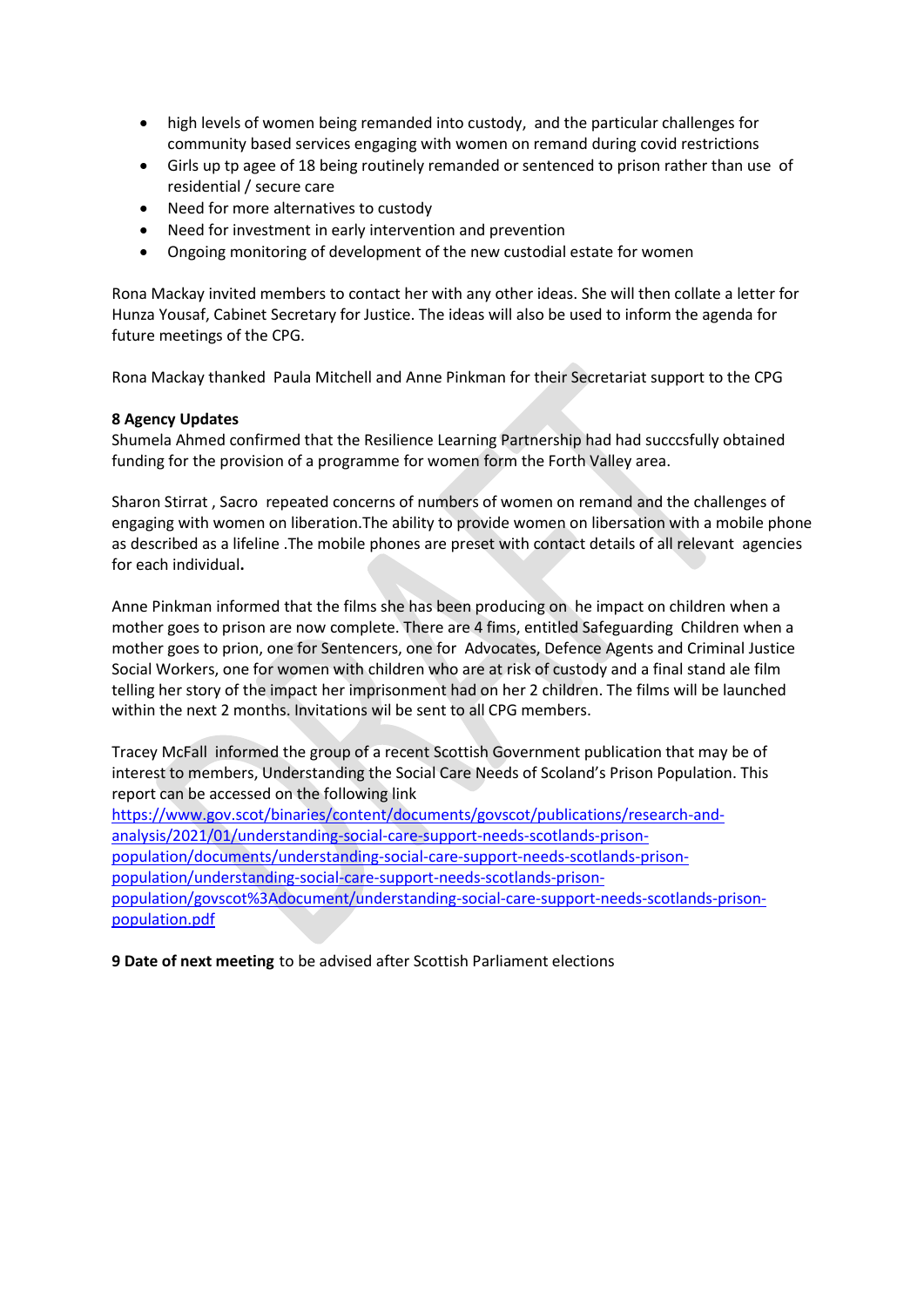- high levels of women being remanded into custody, and the particular challenges for community based services engaging with women on remand during covid restrictions
- Girls up tp agee of 18 being routinely remanded or sentenced to prison rather than use of residential / secure care
- Need for more alternatives to custody
- Need for investment in early intervention and prevention
- Ongoing monitoring of development of the new custodial estate for women

Rona Mackay invited members to contact her with any other ideas. She will then collate a letter for Hunza Yousaf, Cabinet Secretary for Justice. The ideas will also be used to inform the agenda for future meetings of the CPG.

Rona Mackay thanked Paula Mitchell and Anne Pinkman for their Secretariat support to the CPG

**8 Agency Updates**
Shumela Ahmed confirmed that the Resilience Learning Partnership had had succcsfully obtained funding for the provision of a programme for women form the Forth Valley area.

Sharon Stirrat , Sacro repeated concerns of numbers of women on remand and the challenges of engaging with women on liberation.The ability to provide women on libersation with a mobile phone as described as a lifeline .The mobile phones are preset with contact details of all relevant agencies for each individual**.**

Anne Pinkman informed that the films she has been producing on he impact on children when a mother goes to prison are now complete. There are 4 fims, entitled Safeguarding Children when a mother goes to prion, one for Sentencers, one for Advocates, Defence Agents and Criminal Justice Social Workers, one for women with children who are at risk of custody and a final stand ale film telling her story of the impact her imprisonment had on her 2 children. The films will be launched within the next 2 months. Invitations wil be sent to all CPG members.

Tracey McFall informed the group of a recent Scottish Government publication that may be of interest to members, Understanding the Social Care Needs of Scoland's Prison Population. This report can be accessed on the following link
https://www.gov.scot/binaries/content/documents/govscot/publications/research-and-analysis/2021/01/understanding-social-care-support-needs-scotlands-prison-population/documents/understanding-social-care-support-needs-scotlands-prison-population/understanding-social-care-support-needs-scotlands-prison-population/govscot%3Adocument/understanding-social-care-support-needs-scotlands-prison-population.pdf

**9 Date of next meeting** to be advised after Scottish Parliament elections